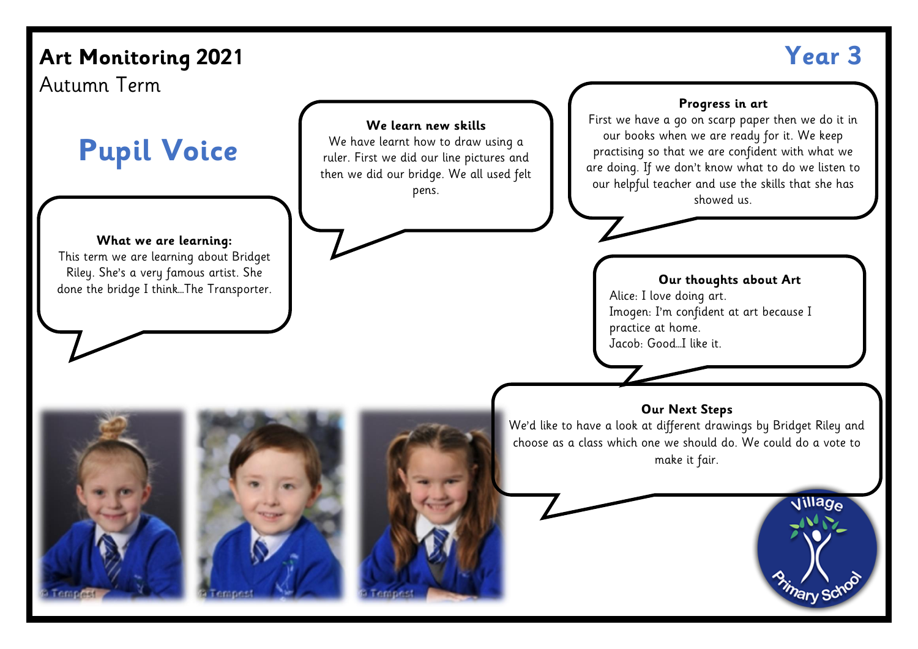# Art Monitoring 2021

Autumn Term

**Year 3**

## Pupil Voice

**What we are learning:**
This term we are learning about Bridget Riley. She's a very famous artist. She done the bridge I think…The Transporter.

**We learn new skills**
We have learnt how to draw using a ruler. First we did our line pictures and then we did our bridge. We all used felt pens.

**Progress in art**
First we have a go on scarp paper then we do it in our books when we are ready for it. We keep practising so that we are confident with what we are doing. If we don't know what to do we listen to our helpful teacher and use the skills that she has showed us.

**Our thoughts about Art**
Alice: I love doing art.
Imogen: I'm confident at art because I practice at home.
Jacob: Good…I like it.

**Our Next Steps**
We'd like to have a look at different drawings by Bridget Riley and choose as a class which one we should do. We could do a vote to make it fair.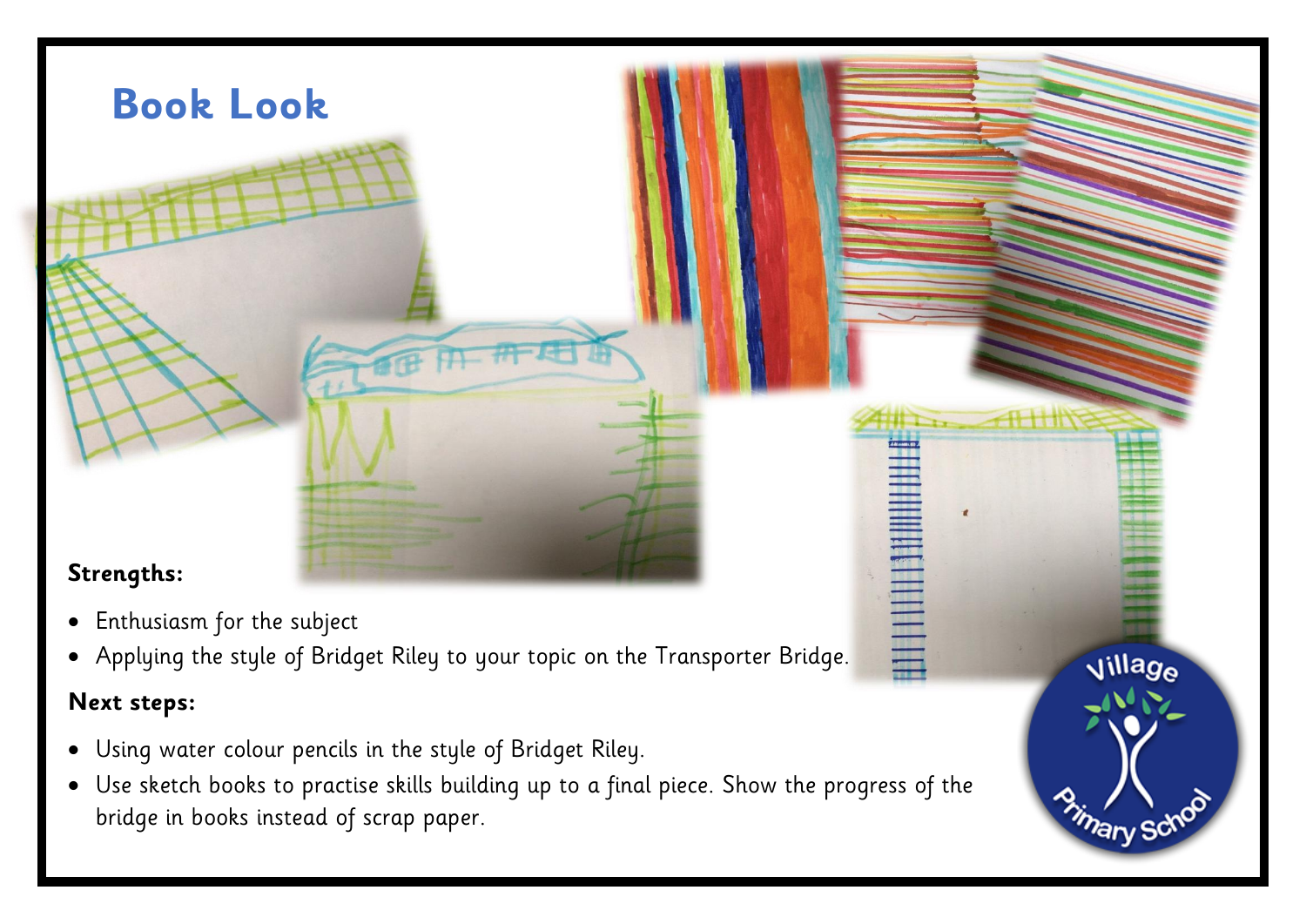# Book Look

**Strengths:**

- Enthusiasm for the subject
- Applying the style of Bridget Riley to your topic on the Transporter Bridge.

**Next steps:**

- Using water colour pencils in the style of Bridget Riley.
- Use sketch books to practise skills building up to a final piece. Show the progress of the bridge in books instead of scrap paper.